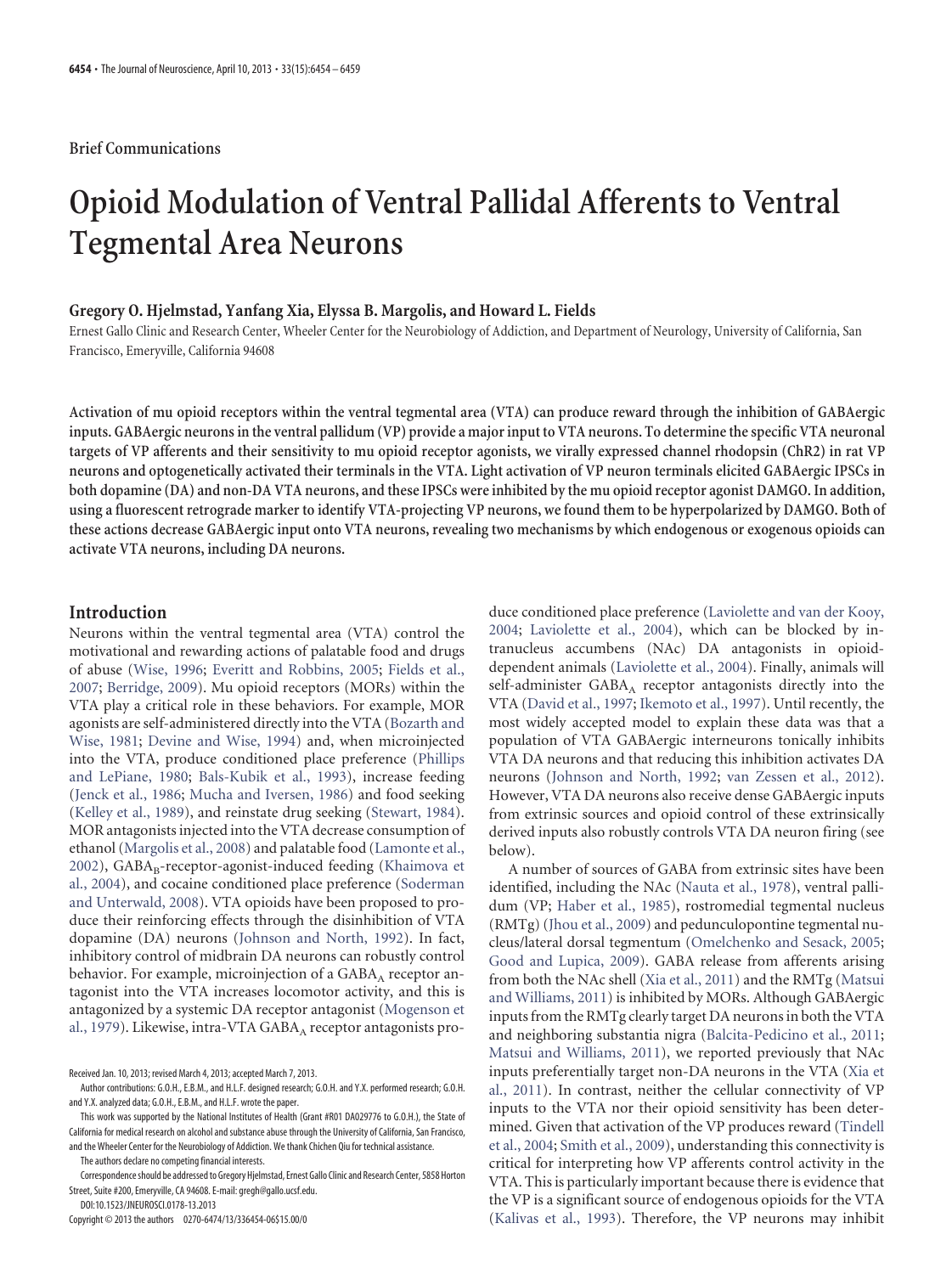Brief Communications

# Opioid Modulation of Ventral Pallidal Afferents to Ventral Tegmental Area Neurons

### Gregory O. Hjelmstad, Yanfang Xia, Elyssa B. Margolis, and Howard L. Fields

Ernest Gallo Clinic and Research Center, Wheeler Center for the Neurobiology of Addiction, and Department of Neurology, University of California, San Francisco, Emeryville, California 94608

**Activation of mu opioid receptors within the ventral tegmental area (VTA) can produce reward through the inhibition of GABAergic inputs. GABAergic neurons in the ventral pallidum (VP) provide a major input to VTA neurons. To determine the specific VTA neuronal targets of VP afferents and their sensitivity to mu opioid receptor agonists, we virally expressed channel rhodopsin (ChR2) in rat VP neurons and optogenetically activated their terminals in the VTA. Light activation of VP neuron terminals elicited GABAergic IPSCs in both dopamine (DA) and non-DA VTA neurons, and these IPSCs were inhibited by the mu opioid receptor agonist DAMGO. In addition, using a fluorescent retrograde marker to identify VTA-projecting VP neurons, we found them to be hyperpolarized by DAMGO. Both of these actions decrease GABAergic input onto VTA neurons, revealing two mechanisms by which endogenous or exogenous opioids can activate VTA neurons, including DA neurons.**

## Introduction

Neurons within the ventral tegmental area (VTA) control the motivational and rewarding actions of palatable food and drugs of abuse (Wise, 1996; Everitt and Robbins, 2005; Fields et al., 2007; Berridge, 2009). Mu opioid receptors (MORs) within the VTA play a critical role in these behaviors. For example, MOR agonists are self-administered directly into the VTA (Bozarth and Wise, 1981; Devine and Wise, 1994) and, when microinjected into the VTA, produce conditioned place preference (Phillips and LePiane, 1980; Bals-Kubik et al., 1993), increase feeding (Jenck et al., 1986; Mucha and Iversen, 1986) and food seeking (Kelley et al., 1989), and reinstate drug seeking (Stewart, 1984). MOR antagonists injected into the VTA decrease consumption of ethanol (Margolis et al., 2008) and palatable food (Lamonte et al., 2002), $GABA_B$-receptor-agonist-induced feeding (Khaimova et al., 2004), and cocaine conditioned place preference (Soderman and Unterwald, 2008). VTA opioids have been proposed to produce their reinforcing effects through the disinhibition of VTA dopamine (DA) neurons (Johnson and North, 1992). In fact, inhibitory control of midbrain DA neurons can robustly control behavior. For example, microinjection of a $GABA_A$ receptor antagonist into the VTA increases locomotor activity, and this is antagonized by a systemic DA receptor antagonist (Mogenson et al., 1979). Likewise, intra-VTA $GABA_A$ receptor antagonists produce conditioned place preference (Laviolette and van der Kooy, 2004; Laviolette et al., 2004), which can be blocked by intranucleus accumbens (NAc) DA antagonists in opioid-dependent animals (Laviolette et al., 2004). Finally, animals will self-administer $GABA_A$ receptor antagonists directly into the VTA (David et al., 1997; Ikemoto et al., 1997). Until recently, the most widely accepted model to explain these data was that a population of VTA GABAergic interneurons tonically inhibits VTA DA neurons and that reducing this inhibition activates DA neurons (Johnson and North, 1992; van Zessen et al., 2012). However, VTA DA neurons also receive dense GABAergic inputs from extrinsic sources and opioid control of these extrinsically derived inputs also robustly controls VTA DA neuron firing (see below).

A number of sources of GABA from extrinsic sites have been identified, including the NAc (Nauta et al., 1978), ventral pallidum (VP; Haber et al., 1985), rostromedial tegmental nucleus (RMTg) (Jhou et al., 2009) and pedunculopontine tegmental nucleus/lateral dorsal tegmentum (Omelchenko and Sesack, 2005; Good and Lupica, 2009). GABA release from afferents arising from both the NAc shell (Xia et al., 2011) and the RMTg (Matsui and Williams, 2011) is inhibited by MORs. Although GABAergic inputs from the RMTg clearly target DA neurons in both the VTA and neighboring substantia nigra (Balcita-Pedicino et al., 2011; Matsui and Williams, 2011), we reported previously that NAc inputs preferentially target non-DA neurons in the VTA (Xia et al., 2011). In contrast, neither the cellular connectivity of VP inputs to the VTA nor their opioid sensitivity has been determined. Given that activation of the VP produces reward (Tindell et al., 2004; Smith et al., 2009), understanding this connectivity is critical for interpreting how VP afferents control activity in the VTA. This is particularly important because there is evidence that the VP is a significant source of endogenous opioids for the VTA (Kalivas et al., 1993). Therefore, the VP neurons may inhibit

Received Jan. 10, 2013; revised March 4, 2013; accepted March 7, 2013.

Author contributions: G.O.H., E.B.M., and H.L.F. designed research; G.O.H. and Y.X. performed research; G.O.H. and Y.X. analyzed data; G.O.H., E.B.M., and H.L.F. wrote the paper.

This work was supported by the National Institutes of Health (Grant #R01 DA029776 to G.O.H.), the State of California for medical research on alcohol and substance abuse through the University of California, San Francisco, and the Wheeler Center for the Neurobiology of Addiction. We thank Chichen Qiu for technical assistance.

The authors declare no competing financial interests.

Correspondence should be addressed to Gregory Hjelmstad, Ernest Gallo Clinic and Research Center, 5858 Horton Street, Suite #200, Emeryville, CA 94608. E-mail: gregh@gallo.ucsf.edu.

DOI:10.1523/JNEUROSCI.0178-13.2013

Copyright © 2013 the authors 0270-6474/13/336454-06$15.00/0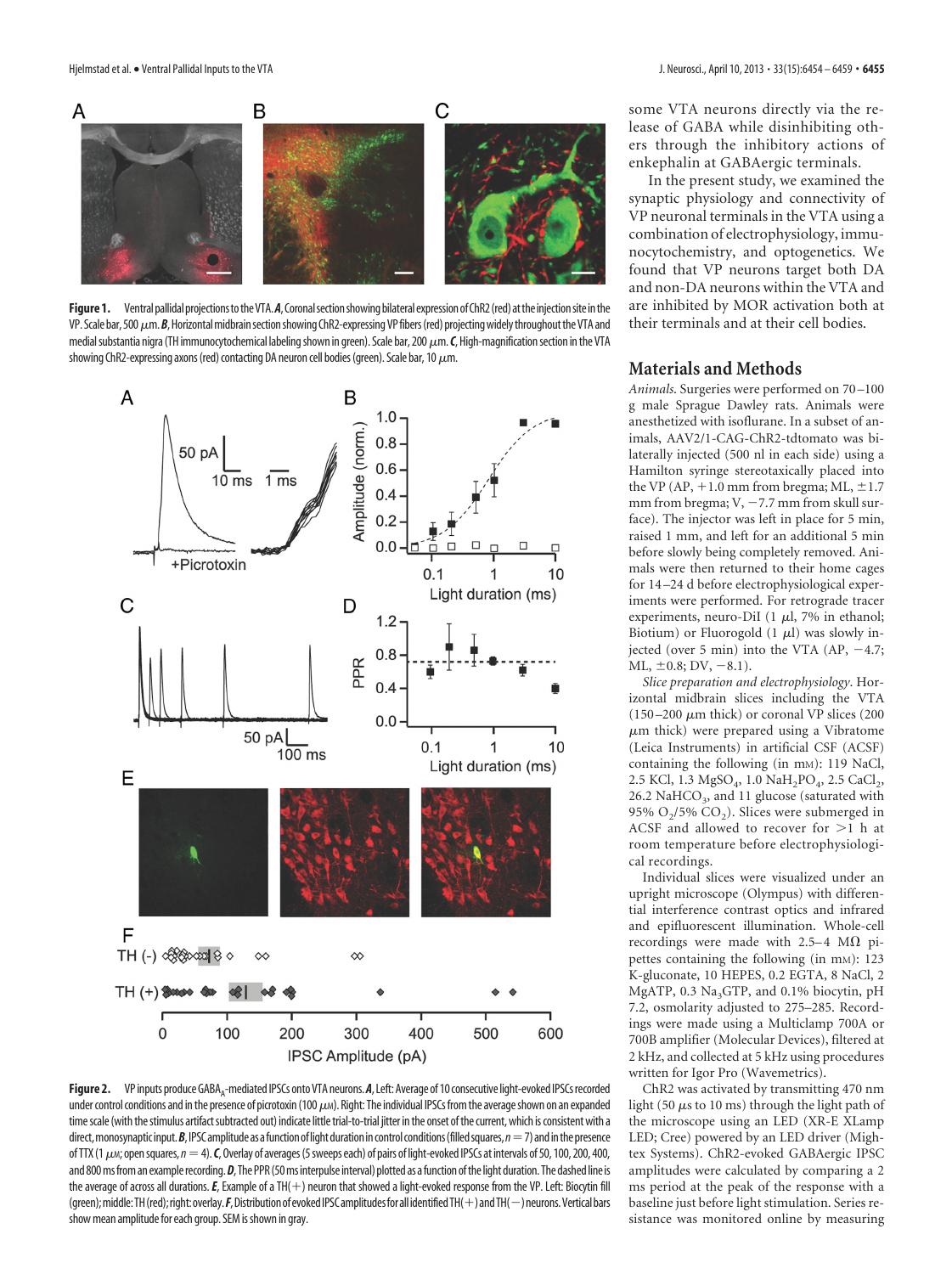**Figure 1.** Ventral pallidal projections to the VTA. ***A***, Coronal section showing bilateral expression of ChR2 (red) at the injection site in the VP. Scale bar, 500 μm. ***B***, Horizontal midbrain section showing ChR2-expressing VP fibers (red) projecting widely throughout the VTA and medial substantia nigra (TH immunocytochemical labeling shown in green). Scale bar, 200 μm. ***C***, High-magnification section in the VTA showing ChR2-expressing axons (red) contacting DA neuron cell bodies (green). Scale bar, 10 μm.

**Figure 2.** VP inputs produce $GABA_A$-mediated IPSCs onto VTA neurons. ***A***, Left: Average of 10 consecutive light-evoked IPSCs recorded under control conditions and in the presence of picrotoxin (100 μM). Right: The individual IPSCs from the average shown on an expanded time scale (with the stimulus artifact subtracted out) indicate little trial-to-trial jitter in the onset of the current, which is consistent with a direct, monosynaptic input. ***B***, IPSC amplitude as a function of light duration in control conditions (filled squares, $n = 7$) and in the presence of TTX (1 μM; open squares, $n = 4$). ***C***, Overlay of averages (5 sweeps each) of pairs of light-evoked IPSCs at intervals of 50, 100, 200, 400, and 800 ms from an example recording. ***D***, The PPR (50 ms interpulse interval) plotted as a function of the light duration. The dashed line is the average of across all durations. ***E***, Example of a TH(+) neuron that showed a light-evoked response from the VP. Left: Biocytin fill (green); middle: TH (red); right: overlay. ***F***, Distribution of evoked IPSC amplitudes for all identified TH(+) and TH(−) neurons. Vertical bars show mean amplitude for each group. SEM is shown in gray.

some VTA neurons directly via the release of GABA while disinhibiting others through the inhibitory actions of enkephalin at GABAergic terminals.

In the present study, we examined the synaptic physiology and connectivity of VP neuronal terminals in the VTA using a combination of electrophysiology, immunocytochemistry, and optogenetics. We found that VP neurons target both DA and non-DA neurons within the VTA and are inhibited by MOR activation both at their terminals and at their cell bodies.

## Materials and Methods

*Animals.* Surgeries were performed on 70–100 g male Sprague Dawley rats. Animals were anesthetized with isoflurane. In a subset of animals, AAV2/1-CAG-ChR2-tdtomato was bilaterally injected (500 nl in each side) using a Hamilton syringe stereotaxically placed into the VP (AP, +1.0 mm from bregma; ML, ±1.7 mm from bregma; V, −7.7 mm from skull surface). The injector was left in place for 5 min, raised 1 mm, and left for an additional 5 min before slowly being completely removed. Animals were then returned to their home cages for 14–24 d before electrophysiological experiments were performed. For retrograde tracer experiments, neuro-DiI (1 μl, 7% in ethanol; Biotium) or Fluorogold (1 μl) was slowly injected (over 5 min) into the VTA (AP, −4.7; ML, ±0.8; DV, −8.1).

*Slice preparation and electrophysiology.* Horizontal midbrain slices including the VTA (150–200 μm thick) or coronal VP slices (200 μm thick) were prepared using a Vibratome (Leica Instruments) in artificial CSF (ACSF) containing the following (in mM): 119 NaCl, 2.5 KCl, 1.3 $MgSO_4$, 1.0 $NaH_2PO_4$, 2.5 $CaCl_2$, 26.2 $NaHCO_3$, and 11 glucose (saturated with 95% $O_2$/5% $CO_2$). Slices were submerged in ACSF and allowed to recover for >1 h at room temperature before electrophysiological recordings.

Individual slices were visualized under an upright microscope (Olympus) with differential interference contrast optics and infrared and epifluorescent illumination. Whole-cell recordings were made with 2.5–4 MΩ pipettes containing the following (in mM): 123 K-gluconate, 10 HEPES, 0.2 EGTA, 8 NaCl, 2 MgATP, 0.3 $Na_3GTP$, and 0.1% biocytin, pH 7.2, osmolarity adjusted to 275–285. Recordings were made using a Multiclamp 700A or 700B amplifier (Molecular Devices), filtered at 2 kHz, and collected at 5 kHz using procedures written for Igor Pro (Wavemetrics).

ChR2 was activated by transmitting 470 nm light (50 μs to 10 ms) through the light path of the microscope using an LED (XR-E XLamp LED; Cree) powered by an LED driver (Mightex Systems). ChR2-evoked GABAergic IPSC amplitudes were calculated by comparing a 2 ms period at the peak of the response with a baseline just before light stimulation. Series resistance was monitored online by measuring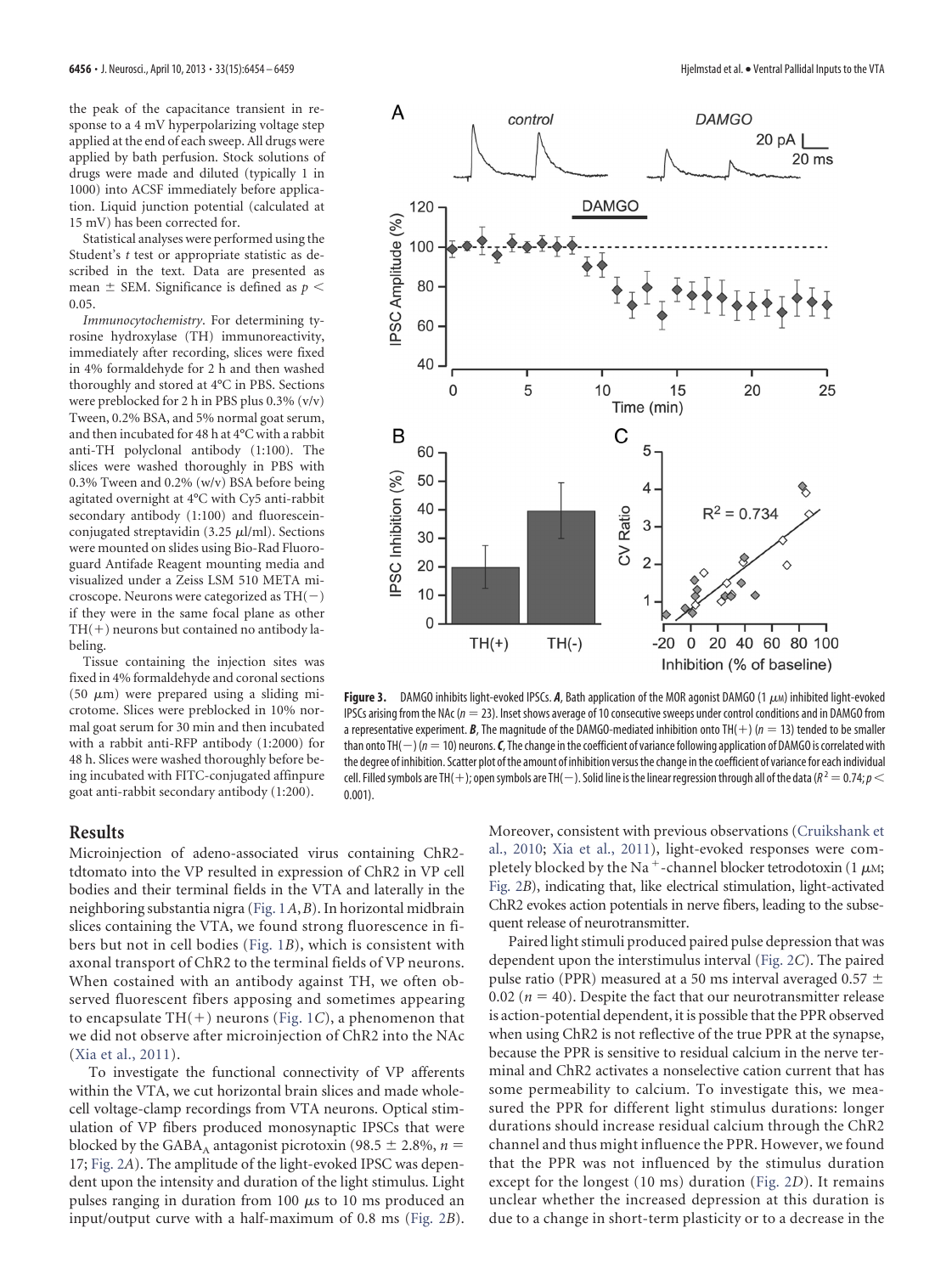the peak of the capacitance transient in response to a 4 mV hyperpolarizing voltage step applied at the end of each sweep. All drugs were applied by bath perfusion. Stock solutions of drugs were made and diluted (typically 1 in 1000) into ACSF immediately before application. Liquid junction potential (calculated at 15 mV) has been corrected for.

Statistical analyses were performed using the Student's *t* test or appropriate statistic as described in the text. Data are presented as mean ± SEM. Significance is defined as $p < 0.05$.

*Immunocytochemistry*. For determining tyrosine hydroxylase (TH) immunoreactivity, immediately after recording, slices were fixed in 4% formaldehyde for 2 h and then washed thoroughly and stored at 4°C in PBS. Sections were preblocked for 2 h in PBS plus 0.3% (v/v) Tween, 0.2% BSA, and 5% normal goat serum, and then incubated for 48 h at 4°C with a rabbit anti-TH polyclonal antibody (1:100). The slices were washed thoroughly in PBS with 0.3% Tween and 0.2% (w/v) BSA before being agitated overnight at 4°C with Cy5 anti-rabbit secondary antibody (1:100) and fluorescein-conjugated streptavidin (3.25 μl/ml). Sections were mounted on slides using Bio-Rad Fluoroguard Antifade Reagent mounting media and visualized under a Zeiss LSM 510 META microscope. Neurons were categorized as TH(−) if they were in the same focal plane as other TH(+) neurons but contained no antibody labeling.

Tissue containing the injection sites was fixed in 4% formaldehyde and coronal sections (50 μm) were prepared using a sliding microtome. Slices were preblocked in 10% normal goat serum for 30 min and then incubated with a rabbit anti-RFP antibody (1:2000) for 48 h. Slices were washed thoroughly before being incubated with FITC-conjugated affinpure goat anti-rabbit secondary antibody (1:200).

**Figure 3.** DAMGO inhibits light-evoked IPSCs. ***A***, Bath application of the MOR agonist DAMGO (1 μM) inhibited light-evoked IPSCs arising from the NAc ($n = 23$). Inset shows average of 10 consecutive sweeps under control conditions and in DAMGO from a representative experiment. ***B***, The magnitude of the DAMGO-mediated inhibition onto TH(+) ($n = 13$) tended to be smaller than onto TH(−) ($n = 10$) neurons. ***C***, The change in the coefficient of variance following application of DAMGO is correlated with the degree of inhibition. Scatter plot of the amount of inhibition versus the change in the coefficient of variance for each individual cell. Filled symbols are TH(+); open symbols are TH(−). Solid line is the linear regression through all of the data ($R^2 = 0.74$; $p < 0.001$).

## Results

Microinjection of adeno-associated virus containing ChR2-tdtomato into the VP resulted in expression of ChR2 in VP cell bodies and their terminal fields in the VTA and laterally in the neighboring substantia nigra (Fig. 1*A*,*B*). In horizontal midbrain slices containing the VTA, we found strong fluorescence in fibers but not in cell bodies (Fig. 1*B*), which is consistent with axonal transport of ChR2 to the terminal fields of VP neurons. When costained with an antibody against TH, we often observed fluorescent fibers apposing and sometimes appearing to encapsulate TH(+) neurons (Fig. 1*C*), a phenomenon that we did not observe after microinjection of ChR2 into the NAc (Xia et al., 2011).

To investigate the functional connectivity of VP afferents within the VTA, we cut horizontal brain slices and made whole-cell voltage-clamp recordings from VTA neurons. Optical stimulation of VP fibers produced monosynaptic IPSCs that were blocked by the $GABA_A$ antagonist picrotoxin (98.5 ± 2.8%, $n = 17$; Fig. 2*A*). The amplitude of the light-evoked IPSC was dependent upon the intensity and duration of the light stimulus. Light pulses ranging in duration from 100 μs to 10 ms produced an input/output curve with a half-maximum of 0.8 ms (Fig. 2*B*). Moreover, consistent with previous observations (Cruikshank et al., 2010; Xia et al., 2011), light-evoked responses were completely blocked by the $Na^+$-channel blocker tetrodotoxin (1 μM; Fig. 2*B*), indicating that, like electrical stimulation, light-activated ChR2 evokes action potentials in nerve fibers, leading to the subsequent release of neurotransmitter.

Paired light stimuli produced paired pulse depression that was dependent upon the interstimulus interval (Fig. 2*C*). The paired pulse ratio (PPR) measured at a 50 ms interval averaged 0.57 ± 0.02 ($n = 40$). Despite the fact that our neurotransmitter release is action-potential dependent, it is possible that the PPR observed when using ChR2 is not reflective of the true PPR at the synapse, because the PPR is sensitive to residual calcium in the nerve terminal and ChR2 activates a nonselective cation current that has some permeability to calcium. To investigate this, we measured the PPR for different light stimulus durations: longer durations should increase residual calcium through the ChR2 channel and thus might influence the PPR. However, we found that the PPR was not influenced by the stimulus duration except for the longest (10 ms) duration (Fig. 2*D*). It remains unclear whether the increased depression at this duration is due to a change in short-term plasticity or to a decrease in the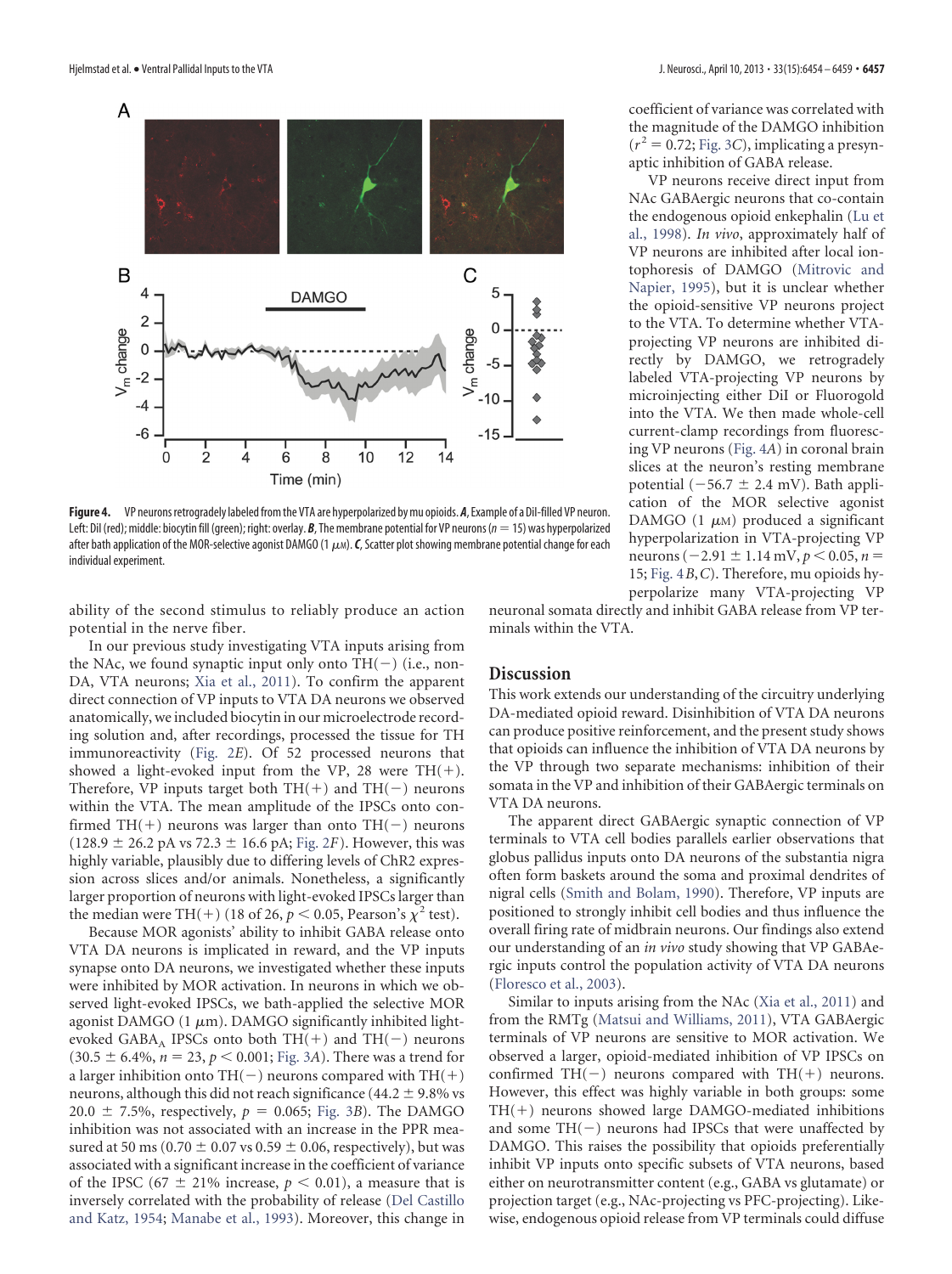coefficient of variance was correlated with the magnitude of the DAMGO inhibition ($r^2 = 0.72$; Fig. 3*C*), implicating a presynaptic inhibition of GABA release.

VP neurons receive direct input from NAc GABAergic neurons that co-contain the endogenous opioid enkephalin (Lu et al., 1998). *In vivo*, approximately half of VP neurons are inhibited after local iontophoresis of DAMGO (Mitrovic and Napier, 1995), but it is unclear whether the opioid-sensitive VP neurons project to the VTA. To determine whether VTA-projecting VP neurons are inhibited directly by DAMGO, we retrogradely labeled VTA-projecting VP neurons by microinjecting either DiI or Fluorogold into the VTA. We then made whole-cell current-clamp recordings from fluorescing VP neurons (Fig. 4*A*) in coronal brain slices at the neuron's resting membrane potential ($-56.7 \pm 2.4$ mV). Bath application of the MOR selective agonist DAMGO (1 $\mu$M) produced a significant hyperpolarization in VTA-projecting VP neurons ($-2.91 \pm 1.14$ mV, $p < 0.05$, $n = 15$; Fig. 4*B*,*C*). Therefore, mu opioids hyperpolarize many VTA-projecting VP neuronal somata directly and inhibit GABA release from VP terminals within the VTA.

**Figure 4.** VP neurons retrogradely labeled from the VTA are hyperpolarized by mu opioids. ***A***, Example of a DiI-filled VP neuron. Left: DiI (red); middle: biocytin fill (green); right: overlay. ***B***, The membrane potential for VP neurons ($n = 15$) was hyperpolarized after bath application of the MOR-selective agonist DAMGO (1 $\mu$M). ***C***, Scatter plot showing membrane potential change for each individual experiment.

ability of the second stimulus to reliably produce an action potential in the nerve fiber.

In our previous study investigating VTA inputs arising from the NAc, we found synaptic input only onto TH(−) (i.e., non-DA, VTA neurons; Xia et al., 2011). To confirm the apparent direct connection of VP inputs to VTA DA neurons we observed anatomically, we included biocytin in our microelectrode recording solution and, after recordings, processed the tissue for TH immunoreactivity (Fig. 2*E*). Of 52 processed neurons that showed a light-evoked input from the VP, 28 were TH(+). Therefore, VP inputs target both TH(+) and TH(−) neurons within the VTA. The mean amplitude of the IPSCs onto confirmed TH(+) neurons was larger than onto TH(−) neurons ($128.9 \pm 26.2$ pA vs $72.3 \pm 16.6$ pA; Fig. 2*F*). However, this was highly variable, plausibly due to differing levels of ChR2 expression across slices and/or animals. Nonetheless, a significantly larger proportion of neurons with light-evoked IPSCs larger than the median were TH(+) (18 of 26, $p < 0.05$, Pearson's $\chi^2$ test).

Because MOR agonists' ability to inhibit GABA release onto VTA DA neurons is implicated in reward, and the VP inputs synapse onto DA neurons, we investigated whether these inputs were inhibited by MOR activation. In neurons in which we observed light-evoked IPSCs, we bath-applied the selective MOR agonist DAMGO (1 $\mu$m). DAMGO significantly inhibited light-evoked $GABA_A$ IPSCs onto both TH(+) and TH(−) neurons ($30.5 \pm 6.4\%$, $n = 23$, $p < 0.001$; Fig. 3*A*). There was a trend for a larger inhibition onto TH(−) neurons compared with TH(+) neurons, although this did not reach significance ($44.2 \pm 9.8\%$ vs $20.0 \pm 7.5\%$, respectively, $p = 0.065$; Fig. 3*B*). The DAMGO inhibition was not associated with an increase in the PPR measured at 50 ms ($0.70 \pm 0.07$ vs $0.59 \pm 0.06$, respectively), but was associated with a significant increase in the coefficient of variance of the IPSC ($67 \pm 21\%$ increase, $p < 0.01$), a measure that is inversely correlated with the probability of release (Del Castillo and Katz, 1954; Manabe et al., 1993). Moreover, this change in

## Discussion

This work extends our understanding of the circuitry underlying DA-mediated opioid reward. Disinhibition of VTA DA neurons can produce positive reinforcement, and the present study shows that opioids can influence the inhibition of VTA DA neurons by the VP through two separate mechanisms: inhibition of their somata in the VP and inhibition of their GABAergic terminals on VTA DA neurons.

The apparent direct GABAergic synaptic connection of VP terminals to VTA cell bodies parallels earlier observations that globus pallidus inputs onto DA neurons of the substantia nigra often form baskets around the soma and proximal dendrites of nigral cells (Smith and Bolam, 1990). Therefore, VP inputs are positioned to strongly inhibit cell bodies and thus influence the overall firing rate of midbrain neurons. Our findings also extend our understanding of an *in vivo* study showing that VP GABAergic inputs control the population activity of VTA DA neurons (Floresco et al., 2003).

Similar to inputs arising from the NAc (Xia et al., 2011) and from the RMTg (Matsui and Williams, 2011), VTA GABAergic terminals of VP neurons are sensitive to MOR activation. We observed a larger, opioid-mediated inhibition of VP IPSCs on confirmed TH(−) neurons compared with TH(+) neurons. However, this effect was highly variable in both groups: some TH(+) neurons showed large DAMGO-mediated inhibitions and some TH(−) neurons had IPSCs that were unaffected by DAMGO. This raises the possibility that opioids preferentially inhibit VP inputs onto specific subsets of VTA neurons, based either on neurotransmitter content (e.g., GABA vs glutamate) or projection target (e.g., NAc-projecting vs PFC-projecting). Likewise, endogenous opioid release from VP terminals could diffuse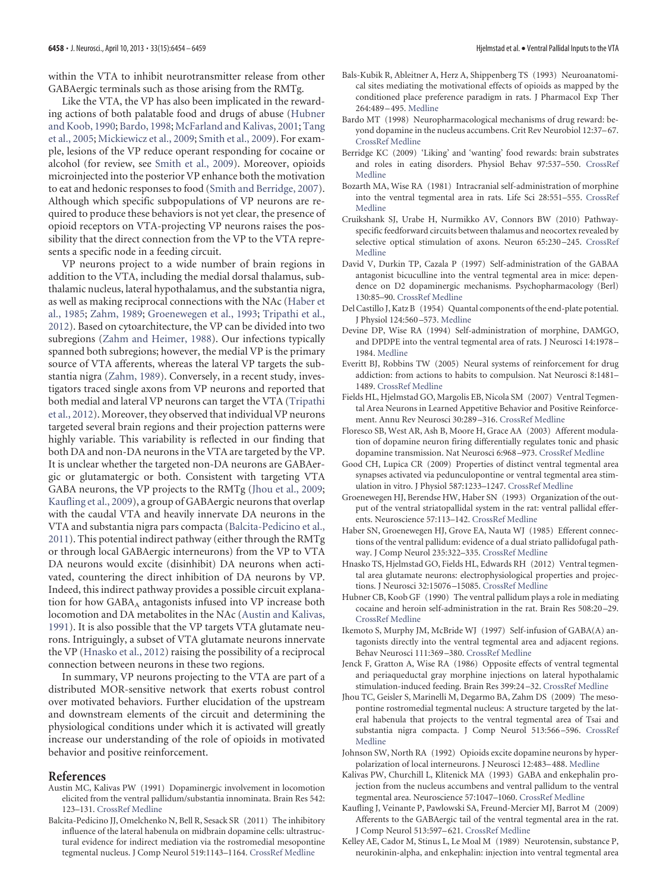within the VTA to inhibit neurotransmitter release from other GABAergic terminals such as those arising from the RMTg.

Like the VTA, the VP has also been implicated in the rewarding actions of both palatable food and drugs of abuse (Hubner and Koob, 1990; Bardo, 1998; McFarland and Kalivas, 2001; Tang et al., 2005; Mickiewicz et al., 2009; Smith et al., 2009). For example, lesions of the VP reduce operant responding for cocaine or alcohol (for review, see Smith et al., 2009). Moreover, opioids microinjected into the posterior VP enhance both the motivation to eat and hedonic responses to food (Smith and Berridge, 2007). Although which specific subpopulations of VP neurons are required to produce these behaviors is not yet clear, the presence of opioid receptors on VTA-projecting VP neurons raises the possibility that the direct connection from the VP to the VTA represents a specific node in a feeding circuit.

VP neurons project to a wide number of brain regions in addition to the VTA, including the medial dorsal thalamus, subthalamic nucleus, lateral hypothalamus, and the substantia nigra, as well as making reciprocal connections with the NAc (Haber et al., 1985; Zahm, 1989; Groenewegen et al., 1993; Tripathi et al., 2012). Based on cytoarchitecture, the VP can be divided into two subregions (Zahm and Heimer, 1988). Our infections typically spanned both subregions; however, the medial VP is the primary source of VTA afferents, whereas the lateral VP targets the substantia nigra (Zahm, 1989). Conversely, in a recent study, investigators traced single axons from VP neurons and reported that both medial and lateral VP neurons can target the VTA (Tripathi et al., 2012). Moreover, they observed that individual VP neurons targeted several brain regions and their projection patterns were highly variable. This variability is reflected in our finding that both DA and non-DA neurons in the VTA are targeted by the VP. It is unclear whether the targeted non-DA neurons are GABAergic or glutamatergic or both. Consistent with targeting VTA GABA neurons, the VP projects to the RMTg (Jhou et al., 2009; Kaufling et al., 2009), a group of GABAergic neurons that overlap with the caudal VTA and heavily innervate DA neurons in the VTA and substantia nigra pars compacta (Balcita-Pedicino et al., 2011). This potential indirect pathway (either through the RMTg or through local GABAergic interneurons) from the VP to VTA DA neurons would excite (disinhibit) DA neurons when activated, countering the direct inhibition of DA neurons by VP. Indeed, this indirect pathway provides a possible circuit explanation for how $GABA_A$ antagonists infused into VP increase both locomotion and DA metabolites in the NAc (Austin and Kalivas, 1991). It is also possible that the VP targets VTA glutamate neurons. Intriguingly, a subset of VTA glutamate neurons innervate the VP (Hnasko et al., 2012) raising the possibility of a reciprocal connection between neurons in these two regions.

In summary, VP neurons projecting to the VTA are part of a distributed MOR-sensitive network that exerts robust control over motivated behaviors. Further elucidation of the upstream and downstream elements of the circuit and determining the physiological conditions under which it is activated will greatly increase our understanding of the role of opioids in motivated behavior and positive reinforcement.

## References

Austin MC, Kalivas PW (1991) Dopaminergic involvement in locomotion elicited from the ventral pallidum/substantia innominata. Brain Res 542: 123–131. CrossRef Medline

Balcita-Pedicino JJ, Omelchenko N, Bell R, Sesack SR (2011) The inhibitory influence of the lateral habenula on midbrain dopamine cells: ultrastructural evidence for indirect mediation via the rostromedial mesopontine tegmental nucleus. J Comp Neurol 519:1143–1164. CrossRef Medline

Bals-Kubik R, Ableitner A, Herz A, Shippenberg TS (1993) Neuroanatomical sites mediating the motivational effects of opioids as mapped by the conditioned place preference paradigm in rats. J Pharmacol Exp Ther 264:489–495. Medline

Bardo MT (1998) Neuropharmacological mechanisms of drug reward: beyond dopamine in the nucleus accumbens. Crit Rev Neurobiol 12:37–67. CrossRef Medline

Berridge KC (2009) 'Liking' and 'wanting' food rewards: brain substrates and roles in eating disorders. Physiol Behav 97:537–550. CrossRef Medline

Bozarth MA, Wise RA (1981) Intracranial self-administration of morphine into the ventral tegmental area in rats. Life Sci 28:551–555. CrossRef Medline

Cruikshank SJ, Urabe H, Nurmikko AV, Connors BW (2010) Pathway-specific feedforward circuits between thalamus and neocortex revealed by selective optical stimulation of axons. Neuron 65:230–245. CrossRef Medline

David V, Durkin TP, Cazala P (1997) Self-administration of the GABAA antagonist bicuculline into the ventral tegmental area in mice: dependence on D2 dopaminergic mechanisms. Psychopharmacology (Berl) 130:85–90. CrossRef Medline

Del Castillo J, Katz B (1954) Quantal components of the end-plate potential. J Physiol 124:560–573. Medline

Devine DP, Wise RA (1994) Self-administration of morphine, DAMGO, and DPDPE into the ventral tegmental area of rats. J Neurosci 14:1978–1984. Medline

Everitt BJ, Robbins TW (2005) Neural systems of reinforcement for drug addiction: from actions to habits to compulsion. Nat Neurosci 8:1481–1489. CrossRef Medline

Fields HL, Hjelmstad GO, Margolis EB, Nicola SM (2007) Ventral Tegmental Area Neurons in Learned Appetitive Behavior and Positive Reinforcement. Annu Rev Neurosci 30:289–316. CrossRef Medline

Floresco SB, West AR, Ash B, Moore H, Grace AA (2003) Afferent modulation of dopamine neuron firing differentially regulates tonic and phasic dopamine transmission. Nat Neurosci 6:968–973. CrossRef Medline

Good CH, Lupica CR (2009) Properties of distinct ventral tegmental area synapses activated via pedunculopontine or ventral tegmental area stimulation in vitro. J Physiol 587:1233–1247. CrossRef Medline

Groenewegen HJ, Berendse HW, Haber SN (1993) Organization of the output of the ventral striatopallidal system in the rat: ventral pallidal efferents. Neuroscience 57:113–142. CrossRef Medline

Haber SN, Groenewegen HJ, Grove EA, Nauta WJ (1985) Efferent connections of the ventral pallidum: evidence of a dual striato pallidofugal pathway. J Comp Neurol 235:322–335. CrossRef Medline

Hnasko TS, Hjelmstad GO, Fields HL, Edwards RH (2012) Ventral tegmental area glutamate neurons: electrophysiological properties and projections. J Neurosci 32:15076–15085. CrossRef Medline

Hubner CB, Koob GF (1990) The ventral pallidum plays a role in mediating cocaine and heroin self-administration in the rat. Brain Res 508:20–29. CrossRef Medline

Ikemoto S, Murphy JM, McBride WJ (1997) Self-infusion of GABA(A) antagonists directly into the ventral tegmental area and adjacent regions. Behav Neurosci 111:369–380. CrossRef Medline

Jenck F, Gratton A, Wise RA (1986) Opposite effects of ventral tegmental and periaqueductal gray morphine injections on lateral hypothalamic stimulation-induced feeding. Brain Res 399:24–32. CrossRef Medline

Jhou TC, Geisler S, Marinelli M, Degarmo BA, Zahm DS (2009) The mesopontine rostromedial tegmental nucleus: A structure targeted by the lateral habenula that projects to the ventral tegmental area of Tsai and substantia nigra compacta. J Comp Neurol 513:566–596. CrossRef Medline

Johnson SW, North RA (1992) Opioids excite dopamine neurons by hyperpolarization of local interneurons. J Neurosci 12:483–488. Medline

Kalivas PW, Churchill L, Klitenick MA (1993) GABA and enkephalin projection from the nucleus accumbens and ventral pallidum to the ventral tegmental area. Neuroscience 57:1047–1060. CrossRef Medline

Kaufling J, Veinante P, Pawlowski SA, Freund-Mercier MJ, Barrot M (2009) Afferents to the GABAergic tail of the ventral tegmental area in the rat. J Comp Neurol 513:597–621. CrossRef Medline

Kelley AE, Cador M, Stinus L, Le Moal M (1989) Neurotensin, substance P, neurokinin-alpha, and enkephalin: injection into ventral tegmental area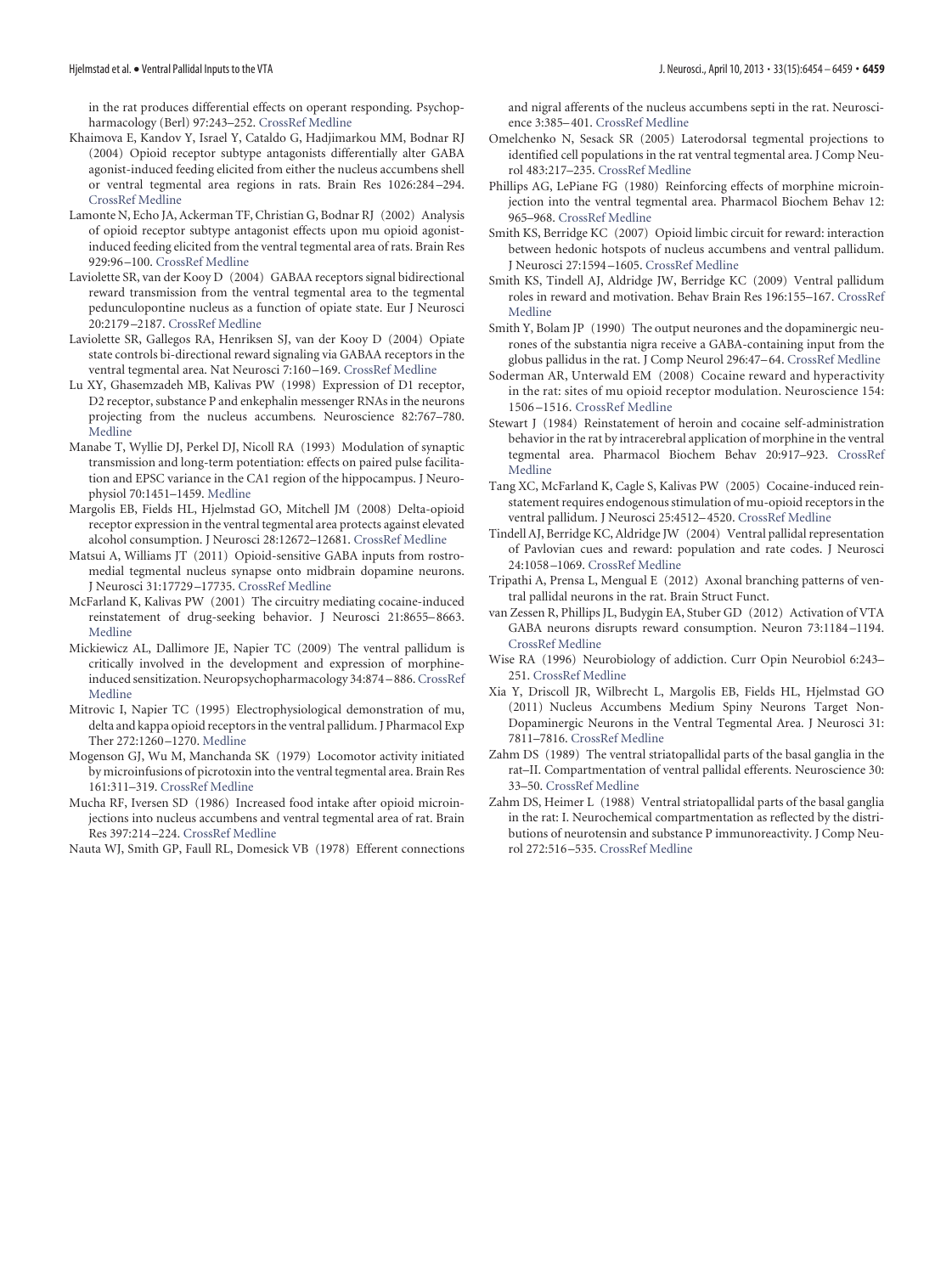in the rat produces differential effects on operant responding. Psychopharmacology (Berl) 97:243–252. CrossRef Medline

Khaimova E, Kandov Y, Israel Y, Cataldo G, Hadjimarkou MM, Bodnar RJ (2004) Opioid receptor subtype antagonists differentially alter GABA agonist-induced feeding elicited from either the nucleus accumbens shell or ventral tegmental area regions in rats. Brain Res 1026:284–294. CrossRef Medline

Lamonte N, Echo JA, Ackerman TF, Christian G, Bodnar RJ (2002) Analysis of opioid receptor subtype antagonist effects upon mu opioid agonist-induced feeding elicited from the ventral tegmental area of rats. Brain Res 929:96–100. CrossRef Medline

Laviolette SR, van der Kooy D (2004) GABAA receptors signal bidirectional reward transmission from the ventral tegmental area to the tegmental pedunculopontine nucleus as a function of opiate state. Eur J Neurosci 20:2179–2187. CrossRef Medline

Laviolette SR, Gallegos RA, Henriksen SJ, van der Kooy D (2004) Opiate state controls bi-directional reward signaling via GABAA receptors in the ventral tegmental area. Nat Neurosci 7:160–169. CrossRef Medline

Lu XY, Ghasemzadeh MB, Kalivas PW (1998) Expression of D1 receptor, D2 receptor, substance P and enkephalin messenger RNAs in the neurons projecting from the nucleus accumbens. Neuroscience 82:767–780. Medline

Manabe T, Wyllie DJ, Perkel DJ, Nicoll RA (1993) Modulation of synaptic transmission and long-term potentiation: effects on paired pulse facilitation and EPSC variance in the CA1 region of the hippocampus. J Neurophysiol 70:1451–1459. Medline

Margolis EB, Fields HL, Hjelmstad GO, Mitchell JM (2008) Delta-opioid receptor expression in the ventral tegmental area protects against elevated alcohol consumption. J Neurosci 28:12672–12681. CrossRef Medline

Matsui A, Williams JT (2011) Opioid-sensitive GABA inputs from rostromedial tegmental nucleus synapse onto midbrain dopamine neurons. J Neurosci 31:17729–17735. CrossRef Medline

McFarland K, Kalivas PW (2001) The circuitry mediating cocaine-induced reinstatement of drug-seeking behavior. J Neurosci 21:8655–8663. Medline

Mickiewicz AL, Dallimore JE, Napier TC (2009) The ventral pallidum is critically involved in the development and expression of morphine-induced sensitization. Neuropsychopharmacology 34:874–886. CrossRef Medline

Mitrovic I, Napier TC (1995) Electrophysiological demonstration of mu, delta and kappa opioid receptors in the ventral pallidum. J Pharmacol Exp Ther 272:1260–1270. Medline

Mogenson GJ, Wu M, Manchanda SK (1979) Locomotor activity initiated by microinfusions of picrotoxin into the ventral tegmental area. Brain Res 161:311–319. CrossRef Medline

Mucha RF, Iversen SD (1986) Increased food intake after opioid microinjections into nucleus accumbens and ventral tegmental area of rat. Brain Res 397:214–224. CrossRef Medline

Nauta WJ, Smith GP, Faull RL, Domesick VB (1978) Efferent connections and nigral afferents of the nucleus accumbens septi in the rat. Neuroscience 3:385–401. CrossRef Medline

Omelchenko N, Sesack SR (2005) Laterodorsal tegmental projections to identified cell populations in the rat ventral tegmental area. J Comp Neurol 483:217–235. CrossRef Medline

Phillips AG, LePiane FG (1980) Reinforcing effects of morphine microinjection into the ventral tegmental area. Pharmacol Biochem Behav 12: 965–968. CrossRef Medline

Smith KS, Berridge KC (2007) Opioid limbic circuit for reward: interaction between hedonic hotspots of nucleus accumbens and ventral pallidum. J Neurosci 27:1594–1605. CrossRef Medline

Smith KS, Tindell AJ, Aldridge JW, Berridge KC (2009) Ventral pallidum roles in reward and motivation. Behav Brain Res 196:155–167. CrossRef Medline

Smith Y, Bolam JP (1990) The output neurones and the dopaminergic neurones of the substantia nigra receive a GABA-containing input from the globus pallidus in the rat. J Comp Neurol 296:47–64. CrossRef Medline

Soderman AR, Unterwald EM (2008) Cocaine reward and hyperactivity in the rat: sites of mu opioid receptor modulation. Neuroscience 154: 1506–1516. CrossRef Medline

Stewart J (1984) Reinstatement of heroin and cocaine self-administration behavior in the rat by intracerebral application of morphine in the ventral tegmental area. Pharmacol Biochem Behav 20:917–923. CrossRef Medline

Tang XC, McFarland K, Cagle S, Kalivas PW (2005) Cocaine-induced reinstatement requires endogenous stimulation of mu-opioid receptors in the ventral pallidum. J Neurosci 25:4512–4520. CrossRef Medline

Tindell AJ, Berridge KC, Aldridge JW (2004) Ventral pallidal representation of Pavlovian cues and reward: population and rate codes. J Neurosci 24:1058–1069. CrossRef Medline

Tripathi A, Prensa L, Mengual E (2012) Axonal branching patterns of ventral pallidal neurons in the rat. Brain Struct Funct.

van Zessen R, Phillips JL, Budygin EA, Stuber GD (2012) Activation of VTA GABA neurons disrupts reward consumption. Neuron 73:1184–1194. CrossRef Medline

Wise RA (1996) Neurobiology of addiction. Curr Opin Neurobiol 6:243–251. CrossRef Medline

Xia Y, Driscoll JR, Wilbrecht L, Margolis EB, Fields HL, Hjelmstad GO (2011) Nucleus Accumbens Medium Spiny Neurons Target Non-Dopaminergic Neurons in the Ventral Tegmental Area. J Neurosci 31: 7811–7816. CrossRef Medline

Zahm DS (1989) The ventral striatopallidal parts of the basal ganglia in the rat–II. Compartmentation of ventral pallidal efferents. Neuroscience 30: 33–50. CrossRef Medline

Zahm DS, Heimer L (1988) Ventral striatopallidal parts of the basal ganglia in the rat: I. Neurochemical compartmentation as reflected by the distributions of neurotensin and substance P immunoreactivity. J Comp Neurol 272:516–535. CrossRef Medline